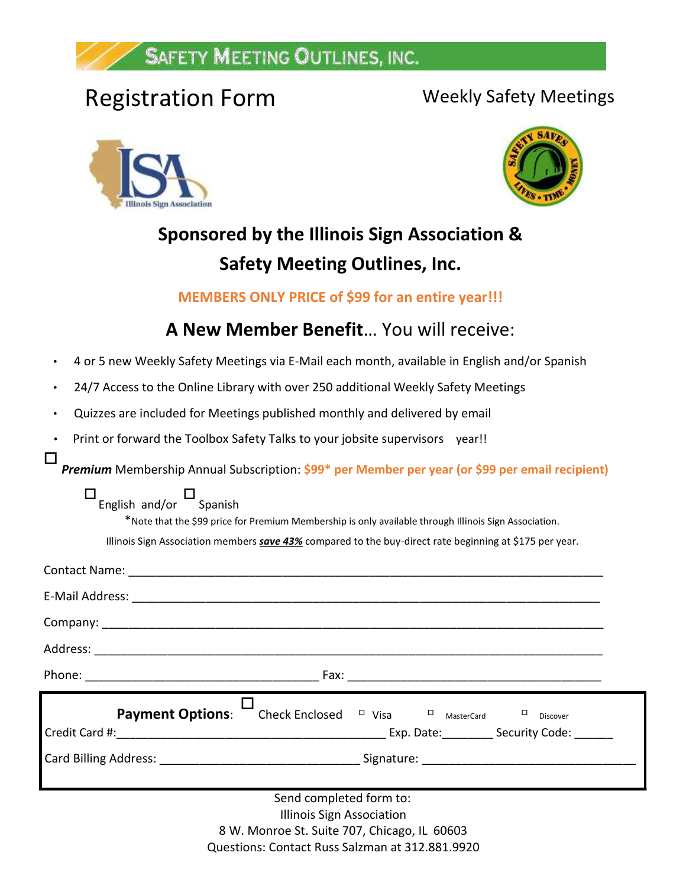# SAFETY MEETING OUTLINES, INC.

# Registration Form

Weekly Safety Meetings

## Sponsored by the Illinois Sign Association & Safety Meeting Outlines, Inc.

**MEMBERS ONLY PRICE of $99 for an entire year!!!**

## **A New Member Benefit**… You will receive:

- 4 or 5 new Weekly Safety Meetings via E-Mail each month, available in English and/or Spanish
- 24/7 Access to the Online Library with over 250 additional Weekly Safety Meetings
- Quizzes are included for Meetings published monthly and delivered by email
- Print or forward the Toolbox Safety Talks to your jobsite supervisors year!!

☐ ***Premium*** Membership Annual Subscription: **$99* per Member per year (or $99 per email recipient)**

☐ English and/or ☐ Spanish

*Note that the $99 price for Premium Membership is only available through Illinois Sign Association.

Illinois Sign Association members ***save 43%*** compared to the buy-direct rate beginning at $175 per year.

Contact Name: ______________________________________________________________

E-Mail Address: _____________________________________________________________

Company: ___________________________________________________________________

Address: ____________________________________________________________________

Phone: ______________________________ Fax: __________________________________

**Payment Options**: ☐ Check Enclosed ☐ Visa ☐ MasterCard ☐ Discover

Credit Card #:____________________________________ Exp. Date:________ Security Code: ______

Card Billing Address: ___________________________ Signature: _____________________________

Send completed form to:
Illinois Sign Association
8 W. Monroe St. Suite 707, Chicago, IL 60603
Questions: Contact Russ Salzman at 312.881.9920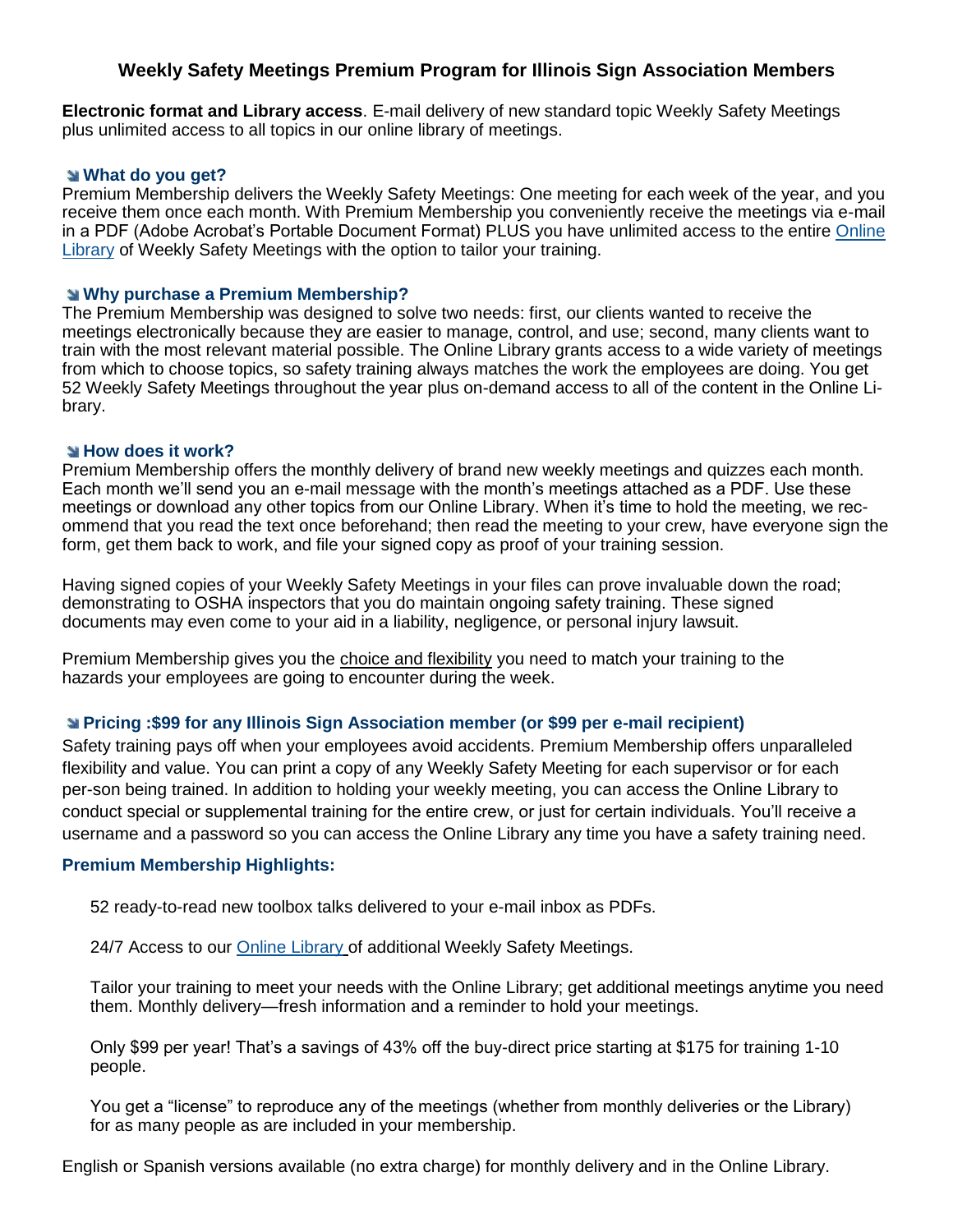# Weekly Safety Meetings Premium Program for Illinois Sign Association Members

**Electronic format and Library access**. E-mail delivery of new standard topic Weekly Safety Meetings plus unlimited access to all topics in our online library of meetings.

### What do you get?

Premium Membership delivers the Weekly Safety Meetings: One meeting for each week of the year, and you receive them once each month. With Premium Membership you conveniently receive the meetings via e-mail in a PDF (Adobe Acrobat's Portable Document Format) PLUS you have unlimited access to the entire Online Library of Weekly Safety Meetings with the option to tailor your training.

### Why purchase a Premium Membership?

The Premium Membership was designed to solve two needs: first, our clients wanted to receive the meetings electronically because they are easier to manage, control, and use; second, many clients want to train with the most relevant material possible. The Online Library grants access to a wide variety of meetings from which to choose topics, so safety training always matches the work the employees are doing. You get 52 Weekly Safety Meetings throughout the year plus on-demand access to all of the content in the Online Li-brary.

### How does it work?

Premium Membership offers the monthly delivery of brand new weekly meetings and quizzes each month. Each month we'll send you an e-mail message with the month's meetings attached as a PDF. Use these meetings or download any other topics from our Online Library. When it's time to hold the meeting, we rec-ommend that you read the text once beforehand; then read the meeting to your crew, have everyone sign the form, get them back to work, and file your signed copy as proof of your training session.

Having signed copies of your Weekly Safety Meetings in your files can prove invaluable down the road; demonstrating to OSHA inspectors that you do maintain ongoing safety training. These signed documents may even come to your aid in a liability, negligence, or personal injury lawsuit.

Premium Membership gives you the choice and flexibility you need to match your training to the hazards your employees are going to encounter during the week.

### Pricing :$99 for any Illinois Sign Association member (or $99 per e-mail recipient)

Safety training pays off when your employees avoid accidents. Premium Membership offers unparalleled flexibility and value. You can print a copy of any Weekly Safety Meeting for each supervisor or for each per-son being trained. In addition to holding your weekly meeting, you can access the Online Library to conduct special or supplemental training for the entire crew, or just for certain individuals. You'll receive a username and a password so you can access the Online Library any time you have a safety training need.

**Premium Membership Highlights:**

52 ready-to-read new toolbox talks delivered to your e-mail inbox as PDFs.

24/7 Access to our Online Library of additional Weekly Safety Meetings.

Tailor your training to meet your needs with the Online Library; get additional meetings anytime you need them. Monthly delivery—fresh information and a reminder to hold your meetings.

Only $99 per year! That's a savings of 43% off the buy-direct price starting at $175 for training 1-10 people.

You get a "license" to reproduce any of the meetings (whether from monthly deliveries or the Library) for as many people as are included in your membership.

English or Spanish versions available (no extra charge) for monthly delivery and in the Online Library.